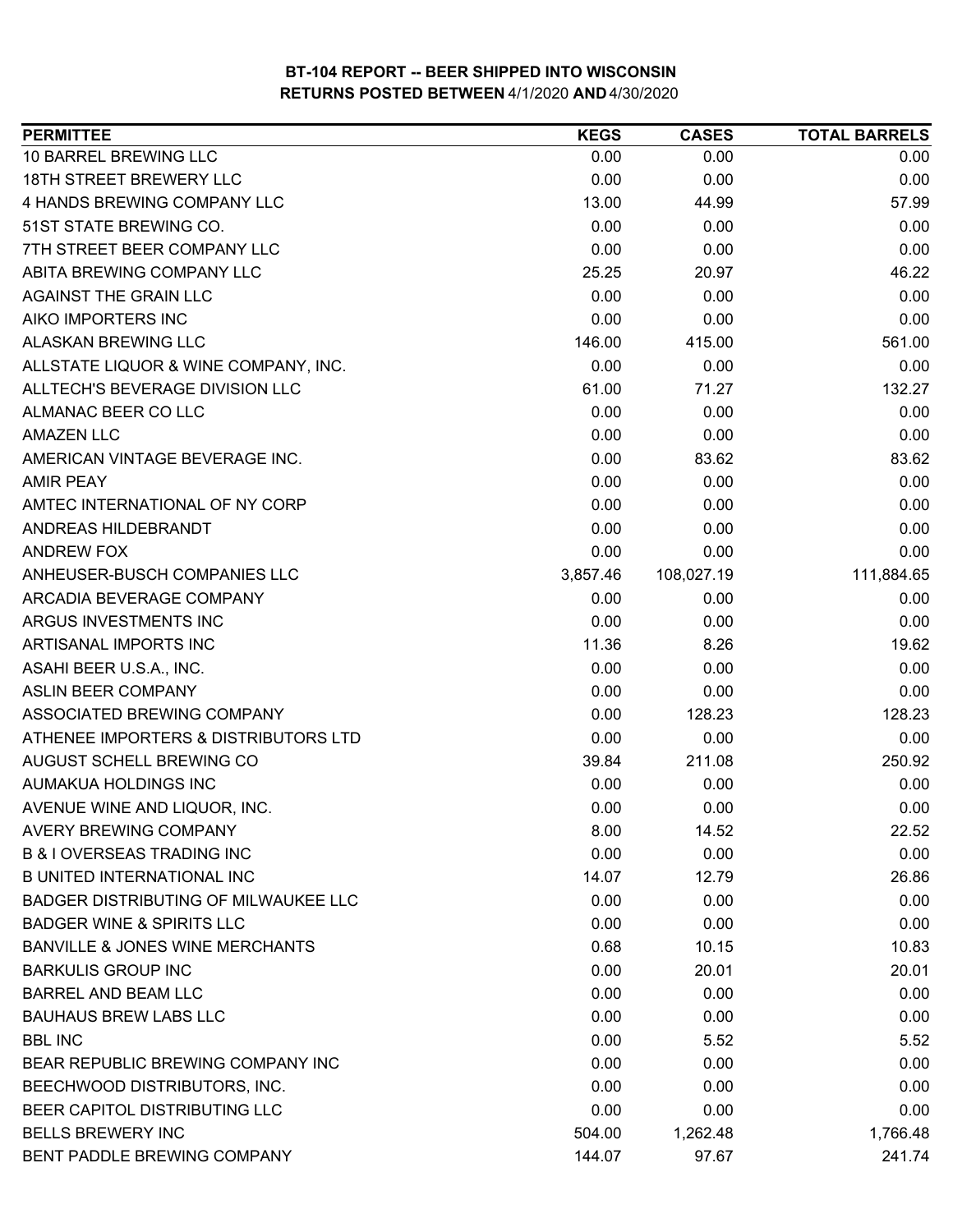# BT-104 REPORT -- BEER SHIPPED INTO WISCONSIN

## RETURNS POSTED BETWEEN 4/1/2020 AND 4/30/2020

| PERMITTEE | KEGS | CASES | TOTAL BARRELS |
|---|---|---|---|
| 10 BARREL BREWING LLC | 0.00 | 0.00 | 0.00 |
| 18TH STREET BREWERY LLC | 0.00 | 0.00 | 0.00 |
| 4 HANDS BREWING COMPANY LLC | 13.00 | 44.99 | 57.99 |
| 51ST STATE BREWING CO. | 0.00 | 0.00 | 0.00 |
| 7TH STREET BEER COMPANY LLC | 0.00 | 0.00 | 0.00 |
| ABITA BREWING COMPANY LLC | 25.25 | 20.97 | 46.22 |
| AGAINST THE GRAIN LLC | 0.00 | 0.00 | 0.00 |
| AIKO IMPORTERS INC | 0.00 | 0.00 | 0.00 |
| ALASKAN BREWING LLC | 146.00 | 415.00 | 561.00 |
| ALLSTATE LIQUOR & WINE COMPANY, INC. | 0.00 | 0.00 | 0.00 |
| ALLTECH'S BEVERAGE DIVISION LLC | 61.00 | 71.27 | 132.27 |
| ALMANAC BEER CO LLC | 0.00 | 0.00 | 0.00 |
| AMAZEN LLC | 0.00 | 0.00 | 0.00 |
| AMERICAN VINTAGE BEVERAGE INC. | 0.00 | 83.62 | 83.62 |
| AMIR PEAY | 0.00 | 0.00 | 0.00 |
| AMTEC INTERNATIONAL OF NY CORP | 0.00 | 0.00 | 0.00 |
| ANDREAS HILDEBRANDT | 0.00 | 0.00 | 0.00 |
| ANDREW FOX | 0.00 | 0.00 | 0.00 |
| ANHEUSER-BUSCH COMPANIES LLC | 3,857.46 | 108,027.19 | 111,884.65 |
| ARCADIA BEVERAGE COMPANY | 0.00 | 0.00 | 0.00 |
| ARGUS INVESTMENTS INC | 0.00 | 0.00 | 0.00 |
| ARTISANAL IMPORTS INC | 11.36 | 8.26 | 19.62 |
| ASAHI BEER U.S.A., INC. | 0.00 | 0.00 | 0.00 |
| ASLIN BEER COMPANY | 0.00 | 0.00 | 0.00 |
| ASSOCIATED BREWING COMPANY | 0.00 | 128.23 | 128.23 |
| ATHENEE IMPORTERS & DISTRIBUTORS LTD | 0.00 | 0.00 | 0.00 |
| AUGUST SCHELL BREWING CO | 39.84 | 211.08 | 250.92 |
| AUMAKUA HOLDINGS INC | 0.00 | 0.00 | 0.00 |
| AVENUE WINE AND LIQUOR, INC. | 0.00 | 0.00 | 0.00 |
| AVERY BREWING COMPANY | 8.00 | 14.52 | 22.52 |
| B & I OVERSEAS TRADING INC | 0.00 | 0.00 | 0.00 |
| B UNITED INTERNATIONAL INC | 14.07 | 12.79 | 26.86 |
| BADGER DISTRIBUTING OF MILWAUKEE LLC | 0.00 | 0.00 | 0.00 |
| BADGER WINE & SPIRITS LLC | 0.00 | 0.00 | 0.00 |
| BANVILLE & JONES WINE MERCHANTS | 0.68 | 10.15 | 10.83 |
| BARKULIS GROUP INC | 0.00 | 20.01 | 20.01 |
| BARREL AND BEAM LLC | 0.00 | 0.00 | 0.00 |
| BAUHAUS BREW LABS LLC | 0.00 | 0.00 | 0.00 |
| BBL INC | 0.00 | 5.52 | 5.52 |
| BEAR REPUBLIC BREWING COMPANY INC | 0.00 | 0.00 | 0.00 |
| BEECHWOOD DISTRIBUTORS, INC. | 0.00 | 0.00 | 0.00 |
| BEER CAPITOL DISTRIBUTING LLC | 0.00 | 0.00 | 0.00 |
| BELLS BREWERY INC | 504.00 | 1,262.48 | 1,766.48 |
| BENT PADDLE BREWING COMPANY | 144.07 | 97.67 | 241.74 |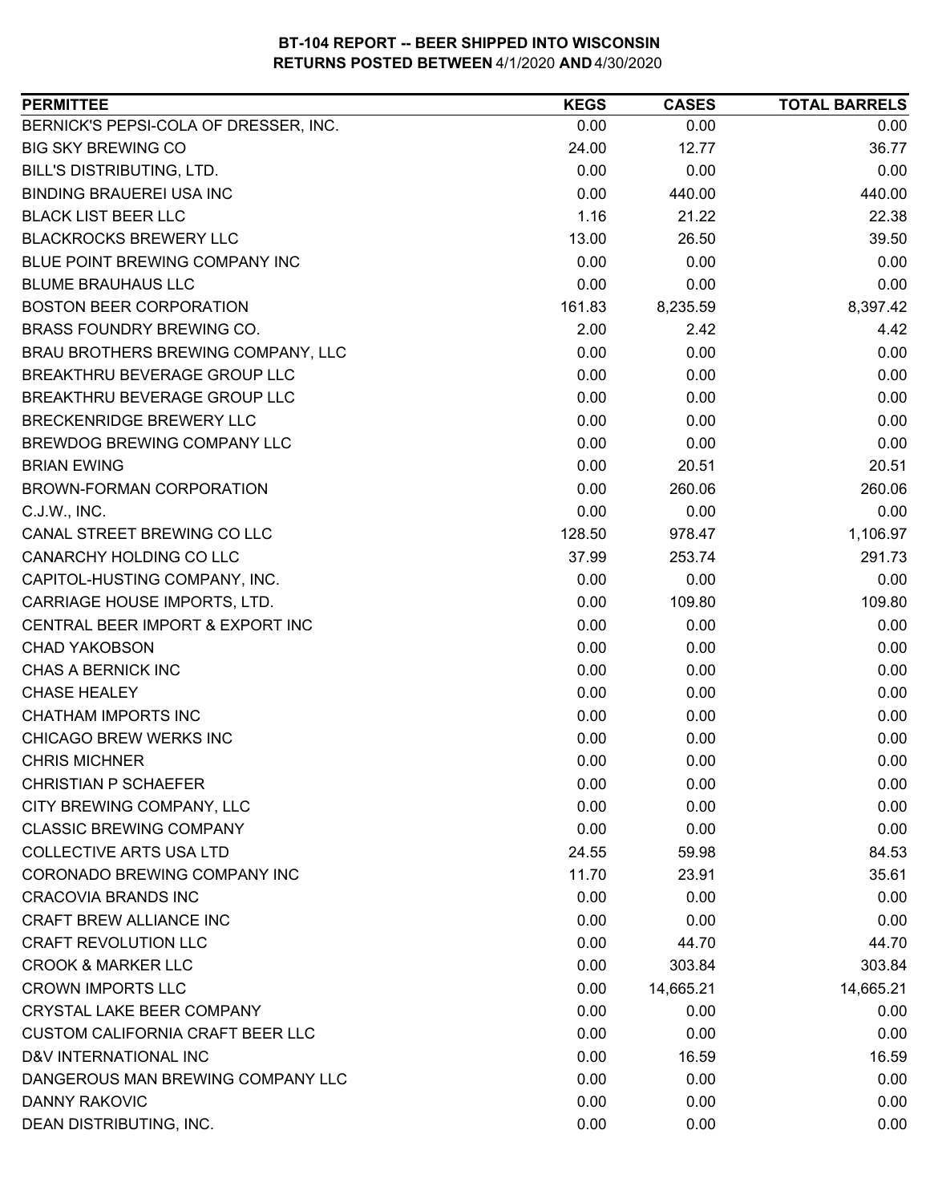**BT-104 REPORT -- BEER SHIPPED INTO WISCONSIN**
**RETURNS POSTED BETWEEN 4/1/2020 AND 4/30/2020**

| PERMITTEE | KEGS | CASES | TOTAL BARRELS |
|---|---|---|---|
| BERNICK'S PEPSI-COLA OF DRESSER, INC. | 0.00 | 0.00 | 0.00 |
| BIG SKY BREWING CO | 24.00 | 12.77 | 36.77 |
| BILL'S DISTRIBUTING, LTD. | 0.00 | 0.00 | 0.00 |
| BINDING BRAUEREI USA INC | 0.00 | 440.00 | 440.00 |
| BLACK LIST BEER LLC | 1.16 | 21.22 | 22.38 |
| BLACKROCKS BREWERY LLC | 13.00 | 26.50 | 39.50 |
| BLUE POINT BREWING COMPANY INC | 0.00 | 0.00 | 0.00 |
| BLUME BRAUHAUS LLC | 0.00 | 0.00 | 0.00 |
| BOSTON BEER CORPORATION | 161.83 | 8,235.59 | 8,397.42 |
| BRASS FOUNDRY BREWING CO. | 2.00 | 2.42 | 4.42 |
| BRAU BROTHERS BREWING COMPANY, LLC | 0.00 | 0.00 | 0.00 |
| BREAKTHRU BEVERAGE GROUP LLC | 0.00 | 0.00 | 0.00 |
| BREAKTHRU BEVERAGE GROUP LLC | 0.00 | 0.00 | 0.00 |
| BRECKENRIDGE BREWERY LLC | 0.00 | 0.00 | 0.00 |
| BREWDOG BREWING COMPANY LLC | 0.00 | 0.00 | 0.00 |
| BRIAN EWING | 0.00 | 20.51 | 20.51 |
| BROWN-FORMAN CORPORATION | 0.00 | 260.06 | 260.06 |
| C.J.W., INC. | 0.00 | 0.00 | 0.00 |
| CANAL STREET BREWING CO LLC | 128.50 | 978.47 | 1,106.97 |
| CANARCHY HOLDING CO LLC | 37.99 | 253.74 | 291.73 |
| CAPITOL-HUSTING COMPANY, INC. | 0.00 | 0.00 | 0.00 |
| CARRIAGE HOUSE IMPORTS, LTD. | 0.00 | 109.80 | 109.80 |
| CENTRAL BEER IMPORT & EXPORT INC | 0.00 | 0.00 | 0.00 |
| CHAD YAKOBSON | 0.00 | 0.00 | 0.00 |
| CHAS A BERNICK INC | 0.00 | 0.00 | 0.00 |
| CHASE HEALEY | 0.00 | 0.00 | 0.00 |
| CHATHAM IMPORTS INC | 0.00 | 0.00 | 0.00 |
| CHICAGO BREW WERKS INC | 0.00 | 0.00 | 0.00 |
| CHRIS MICHNER | 0.00 | 0.00 | 0.00 |
| CHRISTIAN P SCHAEFER | 0.00 | 0.00 | 0.00 |
| CITY BREWING COMPANY, LLC | 0.00 | 0.00 | 0.00 |
| CLASSIC BREWING COMPANY | 0.00 | 0.00 | 0.00 |
| COLLECTIVE ARTS USA LTD | 24.55 | 59.98 | 84.53 |
| CORONADO BREWING COMPANY INC | 11.70 | 23.91 | 35.61 |
| CRACOVIA BRANDS INC | 0.00 | 0.00 | 0.00 |
| CRAFT BREW ALLIANCE INC | 0.00 | 0.00 | 0.00 |
| CRAFT REVOLUTION LLC | 0.00 | 44.70 | 44.70 |
| CROOK & MARKER LLC | 0.00 | 303.84 | 303.84 |
| CROWN IMPORTS LLC | 0.00 | 14,665.21 | 14,665.21 |
| CRYSTAL LAKE BEER COMPANY | 0.00 | 0.00 | 0.00 |
| CUSTOM CALIFORNIA CRAFT BEER LLC | 0.00 | 0.00 | 0.00 |
| D&V INTERNATIONAL INC | 0.00 | 16.59 | 16.59 |
| DANGEROUS MAN BREWING COMPANY LLC | 0.00 | 0.00 | 0.00 |
| DANNY RAKOVIC | 0.00 | 0.00 | 0.00 |
| DEAN DISTRIBUTING, INC. | 0.00 | 0.00 | 0.00 |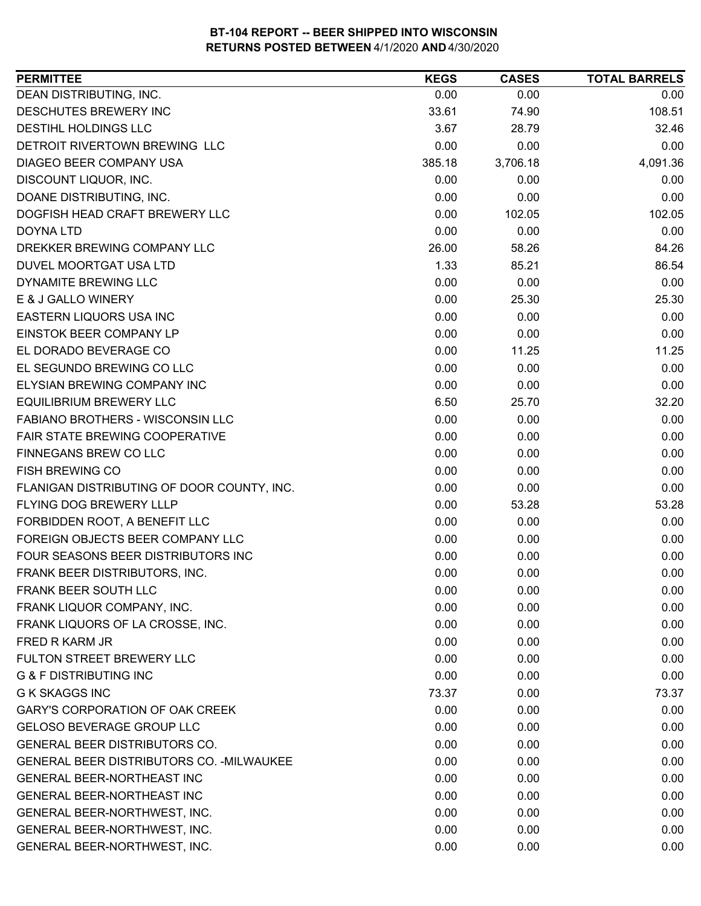**BT-104 REPORT -- BEER SHIPPED INTO WISCONSIN**
**RETURNS POSTED BETWEEN 4/1/2020 AND 4/30/2020**

| PERMITTEE | KEGS | CASES | TOTAL BARRELS |
|---|---|---|---|
| DEAN DISTRIBUTING, INC. | 0.00 | 0.00 | 0.00 |
| DESCHUTES BREWERY INC | 33.61 | 74.90 | 108.51 |
| DESTIHL HOLDINGS LLC | 3.67 | 28.79 | 32.46 |
| DETROIT RIVERTOWN BREWING LLC | 0.00 | 0.00 | 0.00 |
| DIAGEO BEER COMPANY USA | 385.18 | 3,706.18 | 4,091.36 |
| DISCOUNT LIQUOR, INC. | 0.00 | 0.00 | 0.00 |
| DOANE DISTRIBUTING, INC. | 0.00 | 0.00 | 0.00 |
| DOGFISH HEAD CRAFT BREWERY LLC | 0.00 | 102.05 | 102.05 |
| DOYNA LTD | 0.00 | 0.00 | 0.00 |
| DREKKER BREWING COMPANY LLC | 26.00 | 58.26 | 84.26 |
| DUVEL MOORTGAT USA LTD | 1.33 | 85.21 | 86.54 |
| DYNAMITE BREWING LLC | 0.00 | 0.00 | 0.00 |
| E & J GALLO WINERY | 0.00 | 25.30 | 25.30 |
| EASTERN LIQUORS USA INC | 0.00 | 0.00 | 0.00 |
| EINSTOK BEER COMPANY LP | 0.00 | 0.00 | 0.00 |
| EL DORADO BEVERAGE CO | 0.00 | 11.25 | 11.25 |
| EL SEGUNDO BREWING CO LLC | 0.00 | 0.00 | 0.00 |
| ELYSIAN BREWING COMPANY INC | 0.00 | 0.00 | 0.00 |
| EQUILIBRIUM BREWERY LLC | 6.50 | 25.70 | 32.20 |
| FABIANO BROTHERS - WISCONSIN LLC | 0.00 | 0.00 | 0.00 |
| FAIR STATE BREWING COOPERATIVE | 0.00 | 0.00 | 0.00 |
| FINNEGANS BREW CO LLC | 0.00 | 0.00 | 0.00 |
| FISH BREWING CO | 0.00 | 0.00 | 0.00 |
| FLANIGAN DISTRIBUTING OF DOOR COUNTY, INC. | 0.00 | 0.00 | 0.00 |
| FLYING DOG BREWERY LLLP | 0.00 | 53.28 | 53.28 |
| FORBIDDEN ROOT, A BENEFIT LLC | 0.00 | 0.00 | 0.00 |
| FOREIGN OBJECTS BEER COMPANY LLC | 0.00 | 0.00 | 0.00 |
| FOUR SEASONS BEER DISTRIBUTORS INC | 0.00 | 0.00 | 0.00 |
| FRANK BEER DISTRIBUTORS, INC. | 0.00 | 0.00 | 0.00 |
| FRANK BEER SOUTH LLC | 0.00 | 0.00 | 0.00 |
| FRANK LIQUOR COMPANY, INC. | 0.00 | 0.00 | 0.00 |
| FRANK LIQUORS OF LA CROSSE, INC. | 0.00 | 0.00 | 0.00 |
| FRED R KARM JR | 0.00 | 0.00 | 0.00 |
| FULTON STREET BREWERY LLC | 0.00 | 0.00 | 0.00 |
| G & F DISTRIBUTING INC | 0.00 | 0.00 | 0.00 |
| G K SKAGGS INC | 73.37 | 0.00 | 73.37 |
| GARY'S CORPORATION OF OAK CREEK | 0.00 | 0.00 | 0.00 |
| GELOSO BEVERAGE GROUP LLC | 0.00 | 0.00 | 0.00 |
| GENERAL BEER DISTRIBUTORS CO. | 0.00 | 0.00 | 0.00 |
| GENERAL BEER DISTRIBUTORS CO. -MILWAUKEE | 0.00 | 0.00 | 0.00 |
| GENERAL BEER-NORTHEAST INC | 0.00 | 0.00 | 0.00 |
| GENERAL BEER-NORTHEAST INC | 0.00 | 0.00 | 0.00 |
| GENERAL BEER-NORTHWEST, INC. | 0.00 | 0.00 | 0.00 |
| GENERAL BEER-NORTHWEST, INC. | 0.00 | 0.00 | 0.00 |
| GENERAL BEER-NORTHWEST, INC. | 0.00 | 0.00 | 0.00 |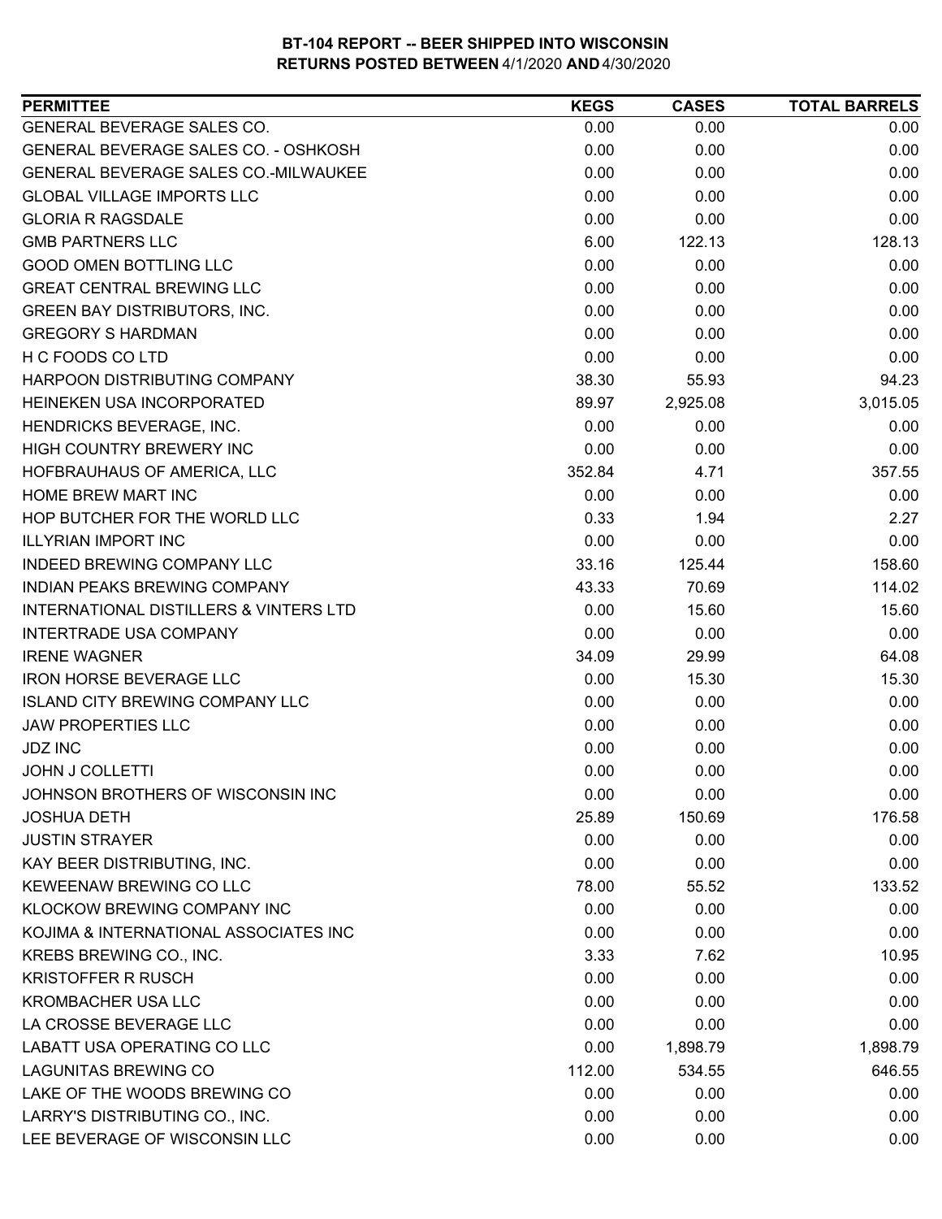**BT-104 REPORT -- BEER SHIPPED INTO WISCONSIN**
**RETURNS POSTED BETWEEN 4/1/2020 AND 4/30/2020**

| PERMITTEE | KEGS | CASES | TOTAL BARRELS |
|---|---|---|---|
| GENERAL BEVERAGE SALES CO. | 0.00 | 0.00 | 0.00 |
| GENERAL BEVERAGE SALES CO. - OSHKOSH | 0.00 | 0.00 | 0.00 |
| GENERAL BEVERAGE SALES CO.-MILWAUKEE | 0.00 | 0.00 | 0.00 |
| GLOBAL VILLAGE IMPORTS LLC | 0.00 | 0.00 | 0.00 |
| GLORIA R RAGSDALE | 0.00 | 0.00 | 0.00 |
| GMB PARTNERS LLC | 6.00 | 122.13 | 128.13 |
| GOOD OMEN BOTTLING LLC | 0.00 | 0.00 | 0.00 |
| GREAT CENTRAL BREWING LLC | 0.00 | 0.00 | 0.00 |
| GREEN BAY DISTRIBUTORS, INC. | 0.00 | 0.00 | 0.00 |
| GREGORY S HARDMAN | 0.00 | 0.00 | 0.00 |
| H C FOODS CO LTD | 0.00 | 0.00 | 0.00 |
| HARPOON DISTRIBUTING COMPANY | 38.30 | 55.93 | 94.23 |
| HEINEKEN USA INCORPORATED | 89.97 | 2,925.08 | 3,015.05 |
| HENDRICKS BEVERAGE, INC. | 0.00 | 0.00 | 0.00 |
| HIGH COUNTRY BREWERY INC | 0.00 | 0.00 | 0.00 |
| HOFBRAUHAUS OF AMERICA, LLC | 352.84 | 4.71 | 357.55 |
| HOME BREW MART INC | 0.00 | 0.00 | 0.00 |
| HOP BUTCHER FOR THE WORLD LLC | 0.33 | 1.94 | 2.27 |
| ILLYRIAN IMPORT INC | 0.00 | 0.00 | 0.00 |
| INDEED BREWING COMPANY LLC | 33.16 | 125.44 | 158.60 |
| INDIAN PEAKS BREWING COMPANY | 43.33 | 70.69 | 114.02 |
| INTERNATIONAL DISTILLERS & VINTERS LTD | 0.00 | 15.60 | 15.60 |
| INTERTRADE USA COMPANY | 0.00 | 0.00 | 0.00 |
| IRENE WAGNER | 34.09 | 29.99 | 64.08 |
| IRON HORSE BEVERAGE LLC | 0.00 | 15.30 | 15.30 |
| ISLAND CITY BREWING COMPANY LLC | 0.00 | 0.00 | 0.00 |
| JAW PROPERTIES LLC | 0.00 | 0.00 | 0.00 |
| JDZ INC | 0.00 | 0.00 | 0.00 |
| JOHN J COLLETTI | 0.00 | 0.00 | 0.00 |
| JOHNSON BROTHERS OF WISCONSIN INC | 0.00 | 0.00 | 0.00 |
| JOSHUA DETH | 25.89 | 150.69 | 176.58 |
| JUSTIN STRAYER | 0.00 | 0.00 | 0.00 |
| KAY BEER DISTRIBUTING, INC. | 0.00 | 0.00 | 0.00 |
| KEWEENAW BREWING CO LLC | 78.00 | 55.52 | 133.52 |
| KLOCKOW BREWING COMPANY INC | 0.00 | 0.00 | 0.00 |
| KOJIMA & INTERNATIONAL ASSOCIATES INC | 0.00 | 0.00 | 0.00 |
| KREBS BREWING CO., INC. | 3.33 | 7.62 | 10.95 |
| KRISTOFFER R RUSCH | 0.00 | 0.00 | 0.00 |
| KROMBACHER USA LLC | 0.00 | 0.00 | 0.00 |
| LA CROSSE BEVERAGE LLC | 0.00 | 0.00 | 0.00 |
| LABATT USA OPERATING CO LLC | 0.00 | 1,898.79 | 1,898.79 |
| LAGUNITAS BREWING CO | 112.00 | 534.55 | 646.55 |
| LAKE OF THE WOODS BREWING CO | 0.00 | 0.00 | 0.00 |
| LARRY'S DISTRIBUTING CO., INC. | 0.00 | 0.00 | 0.00 |
| LEE BEVERAGE OF WISCONSIN LLC | 0.00 | 0.00 | 0.00 |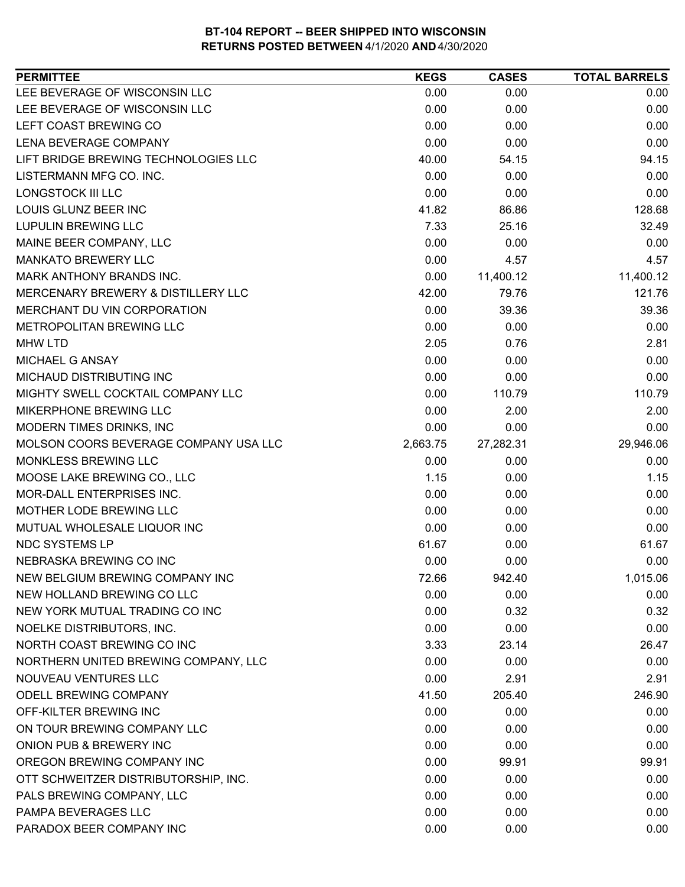**BT-104 REPORT -- BEER SHIPPED INTO WISCONSIN**
**RETURNS POSTED BETWEEN 4/1/2020 AND 4/30/2020**

| PERMITTEE | KEGS | CASES | TOTAL BARRELS |
|---|---|---|---|
| LEE BEVERAGE OF WISCONSIN LLC | 0.00 | 0.00 | 0.00 |
| LEE BEVERAGE OF WISCONSIN LLC | 0.00 | 0.00 | 0.00 |
| LEFT COAST BREWING CO | 0.00 | 0.00 | 0.00 |
| LENA BEVERAGE COMPANY | 0.00 | 0.00 | 0.00 |
| LIFT BRIDGE BREWING TECHNOLOGIES LLC | 40.00 | 54.15 | 94.15 |
| LISTERMANN MFG CO. INC. | 0.00 | 0.00 | 0.00 |
| LONGSTOCK III LLC | 0.00 | 0.00 | 0.00 |
| LOUIS GLUNZ BEER INC | 41.82 | 86.86 | 128.68 |
| LUPULIN BREWING LLC | 7.33 | 25.16 | 32.49 |
| MAINE BEER COMPANY, LLC | 0.00 | 0.00 | 0.00 |
| MANKATO BREWERY LLC | 0.00 | 4.57 | 4.57 |
| MARK ANTHONY BRANDS INC. | 0.00 | 11,400.12 | 11,400.12 |
| MERCENARY BREWERY & DISTILLERY LLC | 42.00 | 79.76 | 121.76 |
| MERCHANT DU VIN CORPORATION | 0.00 | 39.36 | 39.36 |
| METROPOLITAN BREWING LLC | 0.00 | 0.00 | 0.00 |
| MHW LTD | 2.05 | 0.76 | 2.81 |
| MICHAEL G ANSAY | 0.00 | 0.00 | 0.00 |
| MICHAUD DISTRIBUTING INC | 0.00 | 0.00 | 0.00 |
| MIGHTY SWELL COCKTAIL COMPANY LLC | 0.00 | 110.79 | 110.79 |
| MIKERPHONE BREWING LLC | 0.00 | 2.00 | 2.00 |
| MODERN TIMES DRINKS, INC | 0.00 | 0.00 | 0.00 |
| MOLSON COORS BEVERAGE COMPANY USA LLC | 2,663.75 | 27,282.31 | 29,946.06 |
| MONKLESS BREWING LLC | 0.00 | 0.00 | 0.00 |
| MOOSE LAKE BREWING CO., LLC | 1.15 | 0.00 | 1.15 |
| MOR-DALL ENTERPRISES INC. | 0.00 | 0.00 | 0.00 |
| MOTHER LODE BREWING LLC | 0.00 | 0.00 | 0.00 |
| MUTUAL WHOLESALE LIQUOR INC | 0.00 | 0.00 | 0.00 |
| NDC SYSTEMS LP | 61.67 | 0.00 | 61.67 |
| NEBRASKA BREWING CO INC | 0.00 | 0.00 | 0.00 |
| NEW BELGIUM BREWING COMPANY INC | 72.66 | 942.40 | 1,015.06 |
| NEW HOLLAND BREWING CO LLC | 0.00 | 0.00 | 0.00 |
| NEW YORK MUTUAL TRADING CO INC | 0.00 | 0.32 | 0.32 |
| NOELKE DISTRIBUTORS, INC. | 0.00 | 0.00 | 0.00 |
| NORTH COAST BREWING CO INC | 3.33 | 23.14 | 26.47 |
| NORTHERN UNITED BREWING COMPANY, LLC | 0.00 | 0.00 | 0.00 |
| NOUVEAU VENTURES LLC | 0.00 | 2.91 | 2.91 |
| ODELL BREWING COMPANY | 41.50 | 205.40 | 246.90 |
| OFF-KILTER BREWING INC | 0.00 | 0.00 | 0.00 |
| ON TOUR BREWING COMPANY LLC | 0.00 | 0.00 | 0.00 |
| ONION PUB & BREWERY INC | 0.00 | 0.00 | 0.00 |
| OREGON BREWING COMPANY INC | 0.00 | 99.91 | 99.91 |
| OTT SCHWEITZER DISTRIBUTORSHIP, INC. | 0.00 | 0.00 | 0.00 |
| PALS BREWING COMPANY, LLC | 0.00 | 0.00 | 0.00 |
| PAMPA BEVERAGES LLC | 0.00 | 0.00 | 0.00 |
| PARADOX BEER COMPANY INC | 0.00 | 0.00 | 0.00 |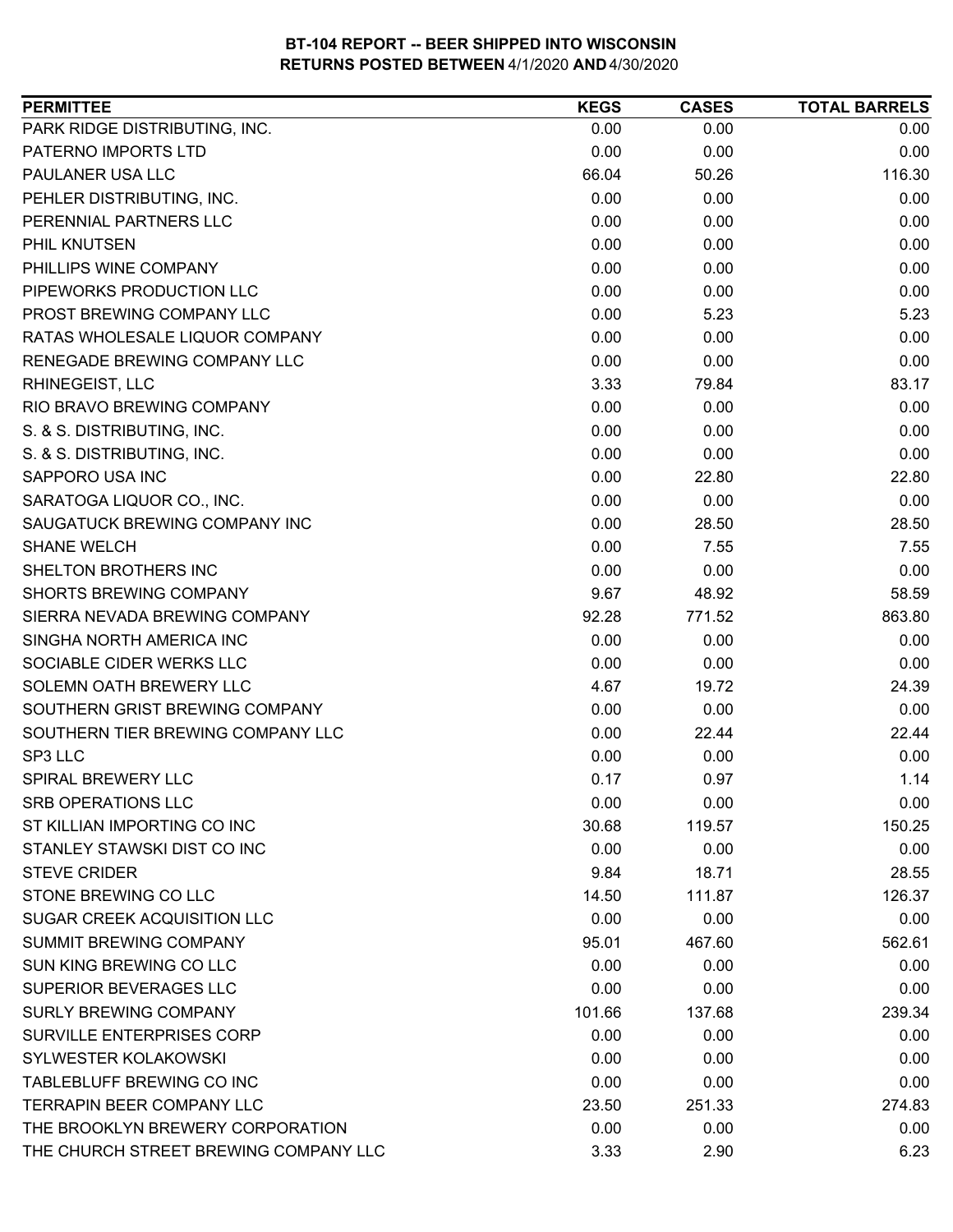# BT-104 REPORT -- BEER SHIPPED INTO WISCONSIN
## RETURNS POSTED BETWEEN 4/1/2020 AND 4/30/2020

| PERMITTEE | KEGS | CASES | TOTAL BARRELS |
|---|---|---|---|
| PARK RIDGE DISTRIBUTING, INC. | 0.00 | 0.00 | 0.00 |
| PATERNO IMPORTS LTD | 0.00 | 0.00 | 0.00 |
| PAULANER USA LLC | 66.04 | 50.26 | 116.30 |
| PEHLER DISTRIBUTING, INC. | 0.00 | 0.00 | 0.00 |
| PERENNIAL PARTNERS LLC | 0.00 | 0.00 | 0.00 |
| PHIL KNUTSEN | 0.00 | 0.00 | 0.00 |
| PHILLIPS WINE COMPANY | 0.00 | 0.00 | 0.00 |
| PIPEWORKS PRODUCTION LLC | 0.00 | 0.00 | 0.00 |
| PROST BREWING COMPANY LLC | 0.00 | 5.23 | 5.23 |
| RATAS WHOLESALE LIQUOR COMPANY | 0.00 | 0.00 | 0.00 |
| RENEGADE BREWING COMPANY LLC | 0.00 | 0.00 | 0.00 |
| RHINEGEIST, LLC | 3.33 | 79.84 | 83.17 |
| RIO BRAVO BREWING COMPANY | 0.00 | 0.00 | 0.00 |
| S. & S. DISTRIBUTING, INC. | 0.00 | 0.00 | 0.00 |
| S. & S. DISTRIBUTING, INC. | 0.00 | 0.00 | 0.00 |
| SAPPORO USA INC | 0.00 | 22.80 | 22.80 |
| SARATOGA LIQUOR CO., INC. | 0.00 | 0.00 | 0.00 |
| SAUGATUCK BREWING COMPANY INC | 0.00 | 28.50 | 28.50 |
| SHANE WELCH | 0.00 | 7.55 | 7.55 |
| SHELTON BROTHERS INC | 0.00 | 0.00 | 0.00 |
| SHORTS BREWING COMPANY | 9.67 | 48.92 | 58.59 |
| SIERRA NEVADA BREWING COMPANY | 92.28 | 771.52 | 863.80 |
| SINGHA NORTH AMERICA INC | 0.00 | 0.00 | 0.00 |
| SOCIABLE CIDER WERKS LLC | 0.00 | 0.00 | 0.00 |
| SOLEMN OATH BREWERY LLC | 4.67 | 19.72 | 24.39 |
| SOUTHERN GRIST BREWING COMPANY | 0.00 | 0.00 | 0.00 |
| SOUTHERN TIER BREWING COMPANY LLC | 0.00 | 22.44 | 22.44 |
| SP3 LLC | 0.00 | 0.00 | 0.00 |
| SPIRAL BREWERY LLC | 0.17 | 0.97 | 1.14 |
| SRB OPERATIONS LLC | 0.00 | 0.00 | 0.00 |
| ST KILLIAN IMPORTING CO INC | 30.68 | 119.57 | 150.25 |
| STANLEY STAWSKI DIST CO INC | 0.00 | 0.00 | 0.00 |
| STEVE CRIDER | 9.84 | 18.71 | 28.55 |
| STONE BREWING CO LLC | 14.50 | 111.87 | 126.37 |
| SUGAR CREEK ACQUISITION LLC | 0.00 | 0.00 | 0.00 |
| SUMMIT BREWING COMPANY | 95.01 | 467.60 | 562.61 |
| SUN KING BREWING CO LLC | 0.00 | 0.00 | 0.00 |
| SUPERIOR BEVERAGES LLC | 0.00 | 0.00 | 0.00 |
| SURLY BREWING COMPANY | 101.66 | 137.68 | 239.34 |
| SURVILLE ENTERPRISES CORP | 0.00 | 0.00 | 0.00 |
| SYLWESTER KOLAKOWSKI | 0.00 | 0.00 | 0.00 |
| TABLEBLUFF BREWING CO INC | 0.00 | 0.00 | 0.00 |
| TERRAPIN BEER COMPANY LLC | 23.50 | 251.33 | 274.83 |
| THE BROOKLYN BREWERY CORPORATION | 0.00 | 0.00 | 0.00 |
| THE CHURCH STREET BREWING COMPANY LLC | 3.33 | 2.90 | 6.23 |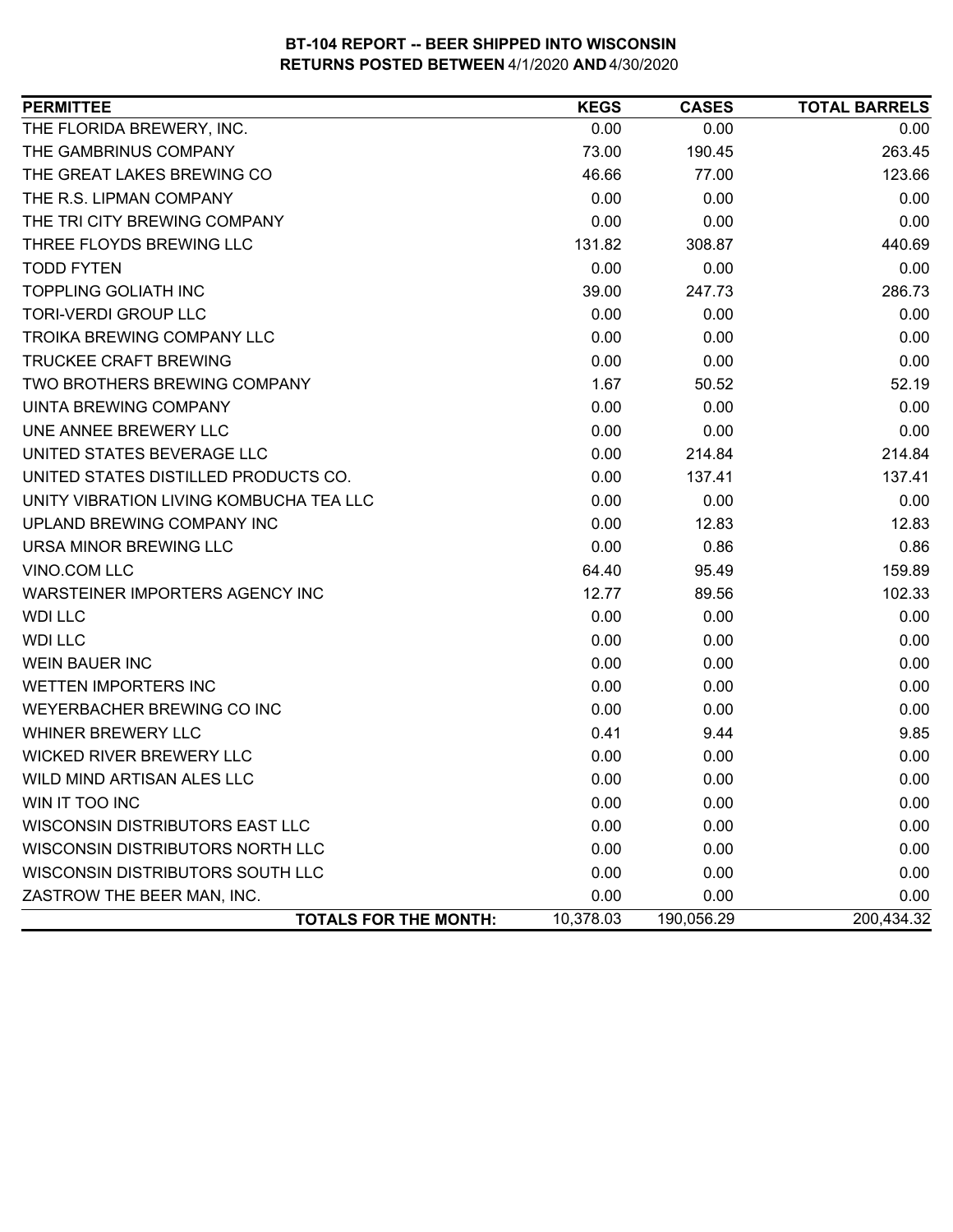**BT-104 REPORT -- BEER SHIPPED INTO WISCONSIN**
**RETURNS POSTED BETWEEN 4/1/2020 AND 4/30/2020**

| PERMITTEE | KEGS | CASES | TOTAL BARRELS |
|---|---|---|---|
| THE FLORIDA BREWERY, INC. | 0.00 | 0.00 | 0.00 |
| THE GAMBRINUS COMPANY | 73.00 | 190.45 | 263.45 |
| THE GREAT LAKES BREWING CO | 46.66 | 77.00 | 123.66 |
| THE R.S. LIPMAN COMPANY | 0.00 | 0.00 | 0.00 |
| THE TRI CITY BREWING COMPANY | 0.00 | 0.00 | 0.00 |
| THREE FLOYDS BREWING LLC | 131.82 | 308.87 | 440.69 |
| TODD FYTEN | 0.00 | 0.00 | 0.00 |
| TOPPLING GOLIATH INC | 39.00 | 247.73 | 286.73 |
| TORI-VERDI GROUP LLC | 0.00 | 0.00 | 0.00 |
| TROIKA BREWING COMPANY LLC | 0.00 | 0.00 | 0.00 |
| TRUCKEE CRAFT BREWING | 0.00 | 0.00 | 0.00 |
| TWO BROTHERS BREWING COMPANY | 1.67 | 50.52 | 52.19 |
| UINTA BREWING COMPANY | 0.00 | 0.00 | 0.00 |
| UNE ANNEE BREWERY LLC | 0.00 | 0.00 | 0.00 |
| UNITED STATES BEVERAGE LLC | 0.00 | 214.84 | 214.84 |
| UNITED STATES DISTILLED PRODUCTS CO. | 0.00 | 137.41 | 137.41 |
| UNITY VIBRATION LIVING KOMBUCHA TEA LLC | 0.00 | 0.00 | 0.00 |
| UPLAND BREWING COMPANY INC | 0.00 | 12.83 | 12.83 |
| URSA MINOR BREWING LLC | 0.00 | 0.86 | 0.86 |
| VINO.COM LLC | 64.40 | 95.49 | 159.89 |
| WARSTEINER IMPORTERS AGENCY INC | 12.77 | 89.56 | 102.33 |
| WDI LLC | 0.00 | 0.00 | 0.00 |
| WDI LLC | 0.00 | 0.00 | 0.00 |
| WEIN BAUER INC | 0.00 | 0.00 | 0.00 |
| WETTEN IMPORTERS INC | 0.00 | 0.00 | 0.00 |
| WEYERBACHER BREWING CO INC | 0.00 | 0.00 | 0.00 |
| WHINER BREWERY LLC | 0.41 | 9.44 | 9.85 |
| WICKED RIVER BREWERY LLC | 0.00 | 0.00 | 0.00 |
| WILD MIND ARTISAN ALES LLC | 0.00 | 0.00 | 0.00 |
| WIN IT TOO INC | 0.00 | 0.00 | 0.00 |
| WISCONSIN DISTRIBUTORS EAST LLC | 0.00 | 0.00 | 0.00 |
| WISCONSIN DISTRIBUTORS NORTH LLC | 0.00 | 0.00 | 0.00 |
| WISCONSIN DISTRIBUTORS SOUTH LLC | 0.00 | 0.00 | 0.00 |
| ZASTROW THE BEER MAN, INC. | 0.00 | 0.00 | 0.00 |
| **TOTALS FOR THE MONTH:** | 10,378.03 | 190,056.29 | 200,434.32 |